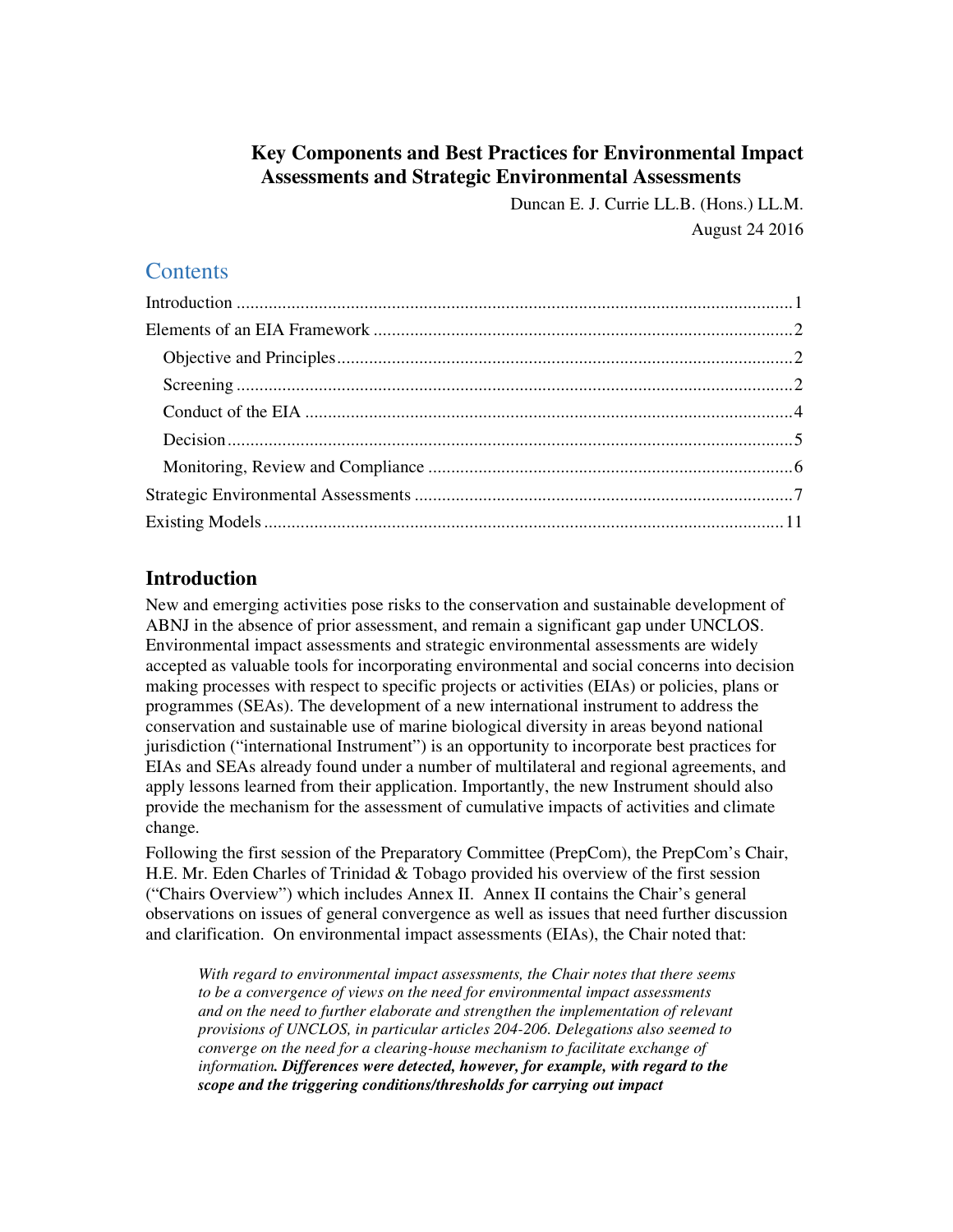# Key Components and Best Practices for Environmental Impact Assessments and Strategic Environmental Assessments

Duncan E. J. Currie LL.B. (Hons.) LL.M.

August 24 2016

## Contents

Introduction .......... 1

Elements of an EIA Framework .......... 2

- Objective and Principles .......... 2
- Screening .......... 2
- Conduct of the EIA .......... 4
- Decision .......... 5
- Monitoring, Review and Compliance .......... 6

Strategic Environmental Assessments .......... 7

Existing Models .......... 11

## Introduction

New and emerging activities pose risks to the conservation and sustainable development of ABNJ in the absence of prior assessment, and remain a significant gap under UNCLOS. Environmental impact assessments and strategic environmental assessments are widely accepted as valuable tools for incorporating environmental and social concerns into decision making processes with respect to specific projects or activities (EIAs) or policies, plans or programmes (SEAs). The development of a new international instrument to address the conservation and sustainable use of marine biological diversity in areas beyond national jurisdiction ("international Instrument") is an opportunity to incorporate best practices for EIAs and SEAs already found under a number of multilateral and regional agreements, and apply lessons learned from their application. Importantly, the new Instrument should also provide the mechanism for the assessment of cumulative impacts of activities and climate change.

Following the first session of the Preparatory Committee (PrepCom), the PrepCom's Chair, H.E. Mr. Eden Charles of Trinidad & Tobago provided his overview of the first session ("Chairs Overview") which includes Annex II. Annex II contains the Chair's general observations on issues of general convergence as well as issues that need further discussion and clarification. On environmental impact assessments (EIAs), the Chair noted that:

> *With regard to environmental impact assessments, the Chair notes that there seems to be a convergence of views on the need for environmental impact assessments and on the need to further elaborate and strengthen the implementation of relevant provisions of UNCLOS, in particular articles 204-206. Delegations also seemed to converge on the need for a clearing-house mechanism to facilitate exchange of information.* ***Differences were detected, however, for example, with regard to the scope and the triggering conditions/thresholds for carrying out impact***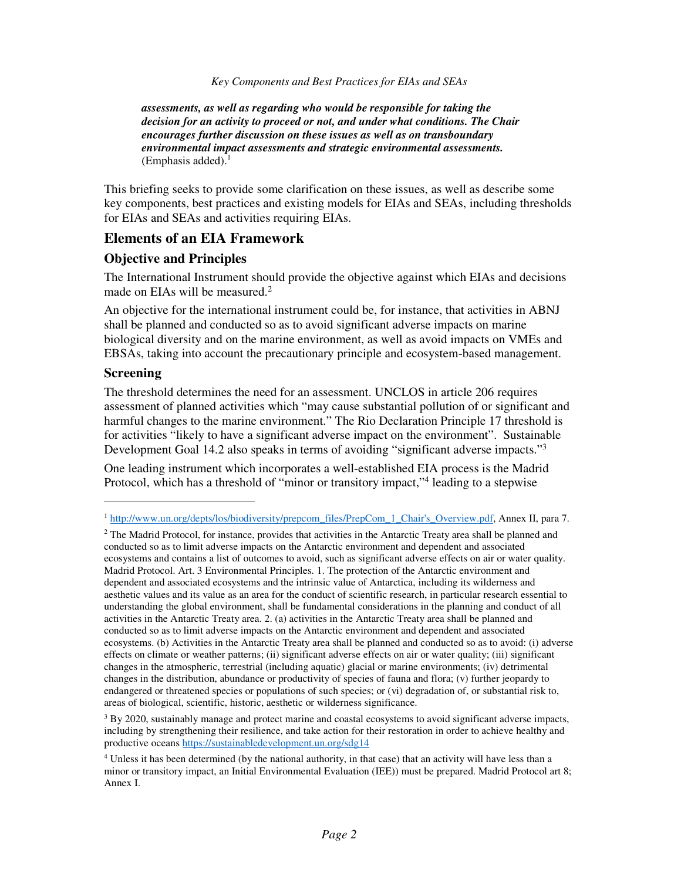***assessments, as well as regarding who would be responsible for taking the decision for an activity to proceed or not, and under what conditions. The Chair encourages further discussion on these issues as well as on transboundary environmental impact assessments and strategic environmental assessments.*** (Emphasis added).[1]

This briefing seeks to provide some clarification on these issues, as well as describe some key components, best practices and existing models for EIAs and SEAs, including thresholds for EIAs and SEAs and activities requiring EIAs.

## Elements of an EIA Framework

### Objective and Principles

The International Instrument should provide the objective against which EIAs and decisions made on EIAs will be measured.[2]

An objective for the international instrument could be, for instance, that activities in ABNJ shall be planned and conducted so as to avoid significant adverse impacts on marine biological diversity and on the marine environment, as well as avoid impacts on VMEs and EBSAs, taking into account the precautionary principle and ecosystem-based management.

### Screening

The threshold determines the need for an assessment. UNCLOS in article 206 requires assessment of planned activities which "may cause substantial pollution of or significant and harmful changes to the marine environment." The Rio Declaration Principle 17 threshold is for activities "likely to have a significant adverse impact on the environment". Sustainable Development Goal 14.2 also speaks in terms of avoiding "significant adverse impacts."[3]

One leading instrument which incorporates a well-established EIA process is the Madrid Protocol, which has a threshold of "minor or transitory impact,"[4] leading to a stepwise

---

[1] http://www.un.org/depts/los/biodiversity/prepcom_files/PrepCom_1_Chair's_Overview.pdf, Annex II, para 7.

[2] The Madrid Protocol, for instance, provides that activities in the Antarctic Treaty area shall be planned and conducted so as to limit adverse impacts on the Antarctic environment and dependent and associated ecosystems and contains a list of outcomes to avoid, such as significant adverse effects on air or water quality. Madrid Protocol. Art. 3 Environmental Principles. 1. The protection of the Antarctic environment and dependent and associated ecosystems and the intrinsic value of Antarctica, including its wilderness and aesthetic values and its value as an area for the conduct of scientific research, in particular research essential to understanding the global environment, shall be fundamental considerations in the planning and conduct of all activities in the Antarctic Treaty area. 2. (a) activities in the Antarctic Treaty area shall be planned and conducted so as to limit adverse impacts on the Antarctic environment and dependent and associated ecosystems. (b) Activities in the Antarctic Treaty area shall be planned and conducted so as to avoid: (i) adverse effects on climate or weather patterns; (ii) significant adverse effects on air or water quality; (iii) significant changes in the atmospheric, terrestrial (including aquatic) glacial or marine environments; (iv) detrimental changes in the distribution, abundance or productivity of species of fauna and flora; (v) further jeopardy to endangered or threatened species or populations of such species; or (vi) degradation of, or substantial risk to, areas of biological, scientific, historic, aesthetic or wilderness significance.

[3] By 2020, sustainably manage and protect marine and coastal ecosystems to avoid significant adverse impacts, including by strengthening their resilience, and take action for their restoration in order to achieve healthy and productive oceans https://sustainabledevelopment.un.org/sdg14

[4] Unless it has been determined (by the national authority, in that case) that an activity will have less than a minor or transitory impact, an Initial Environmental Evaluation (IEE)) must be prepared. Madrid Protocol art 8; Annex I.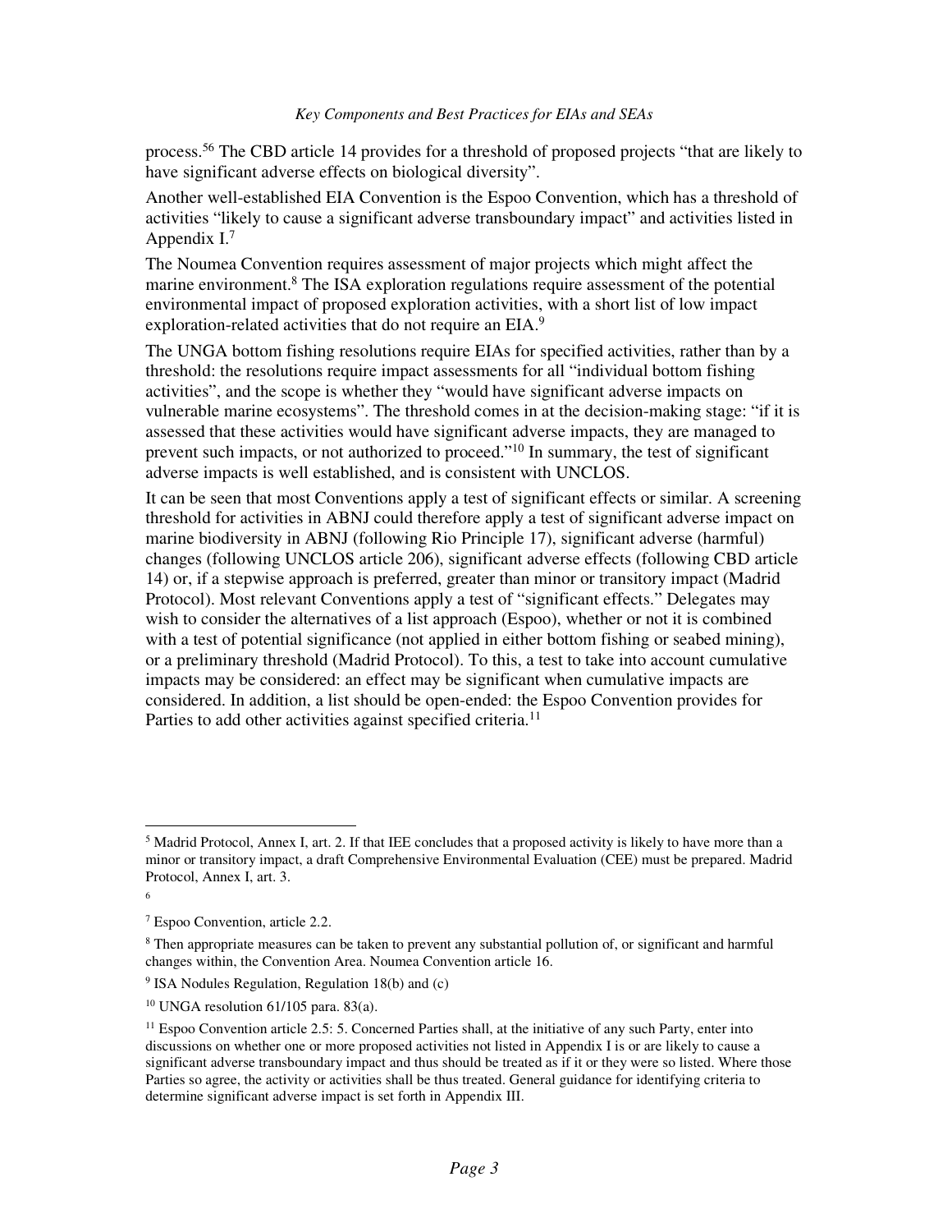process.[5][6] The CBD article 14 provides for a threshold of proposed projects "that are likely to have significant adverse effects on biological diversity".

Another well-established EIA Convention is the Espoo Convention, which has a threshold of activities "likely to cause a significant adverse transboundary impact" and activities listed in Appendix I.[7]

The Noumea Convention requires assessment of major projects which might affect the marine environment.[8] The ISA exploration regulations require assessment of the potential environmental impact of proposed exploration activities, with a short list of low impact exploration-related activities that do not require an EIA.[9]

The UNGA bottom fishing resolutions require EIAs for specified activities, rather than by a threshold: the resolutions require impact assessments for all "individual bottom fishing activities", and the scope is whether they "would have significant adverse impacts on vulnerable marine ecosystems". The threshold comes in at the decision-making stage: "if it is assessed that these activities would have significant adverse impacts, they are managed to prevent such impacts, or not authorized to proceed."[10] In summary, the test of significant adverse impacts is well established, and is consistent with UNCLOS.

It can be seen that most Conventions apply a test of significant effects or similar. A screening threshold for activities in ABNJ could therefore apply a test of significant adverse impact on marine biodiversity in ABNJ (following Rio Principle 17), significant adverse (harmful) changes (following UNCLOS article 206), significant adverse effects (following CBD article 14) or, if a stepwise approach is preferred, greater than minor or transitory impact (Madrid Protocol). Most relevant Conventions apply a test of "significant effects." Delegates may wish to consider the alternatives of a list approach (Espoo), whether or not it is combined with a test of potential significance (not applied in either bottom fishing or seabed mining), or a preliminary threshold (Madrid Protocol). To this, a test to take into account cumulative impacts may be considered: an effect may be significant when cumulative impacts are considered. In addition, a list should be open-ended: the Espoo Convention provides for Parties to add other activities against specified criteria.[11]

---

[5] Madrid Protocol, Annex I, art. 2. If that IEE concludes that a proposed activity is likely to have more than a minor or transitory impact, a draft Comprehensive Environmental Evaluation (CEE) must be prepared. Madrid Protocol, Annex I, art. 3.

[6]

[7] Espoo Convention, article 2.2.

[8] Then appropriate measures can be taken to prevent any substantial pollution of, or significant and harmful changes within, the Convention Area. Noumea Convention article 16.

[9] ISA Nodules Regulation, Regulation 18(b) and (c)

[10] UNGA resolution 61/105 para. 83(a).

[11] Espoo Convention article 2.5: 5. Concerned Parties shall, at the initiative of any such Party, enter into discussions on whether one or more proposed activities not listed in Appendix I is or are likely to cause a significant adverse transboundary impact and thus should be treated as if it or they were so listed. Where those Parties so agree, the activity or activities shall be thus treated. General guidance for identifying criteria to determine significant adverse impact is set forth in Appendix III.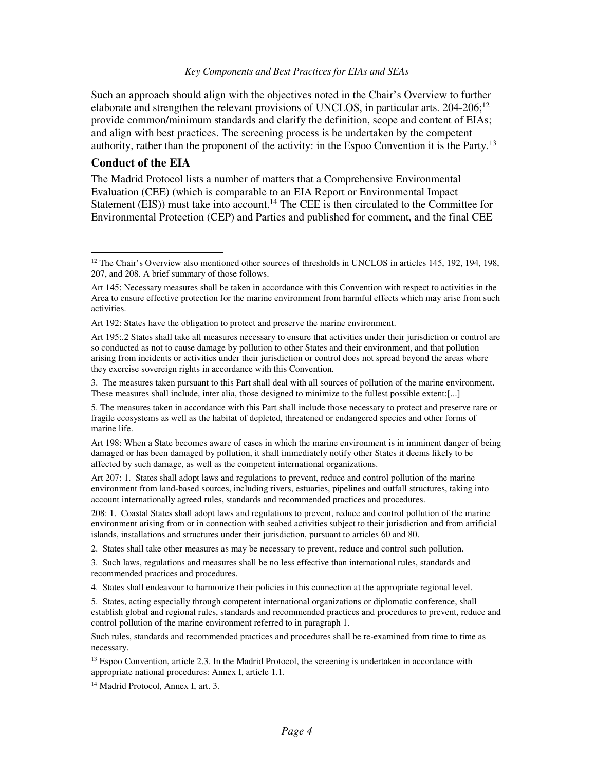Such an approach should align with the objectives noted in the Chair's Overview to further elaborate and strengthen the relevant provisions of UNCLOS, in particular arts. 204-206;[12] provide common/minimum standards and clarify the definition, scope and content of EIAs; and align with best practices. The screening process is be undertaken by the competent authority, rather than the proponent of the activity: in the Espoo Convention it is the Party.[13]

## Conduct of the EIA

The Madrid Protocol lists a number of matters that a Comprehensive Environmental Evaluation (CEE) (which is comparable to an EIA Report or Environmental Impact Statement (EIS)) must take into account.[14] The CEE is then circulated to the Committee for Environmental Protection (CEP) and Parties and published for comment, and the final CEE

---

[12] The Chair's Overview also mentioned other sources of thresholds in UNCLOS in articles 145, 192, 194, 198, 207, and 208. A brief summary of those follows.

Art 145: Necessary measures shall be taken in accordance with this Convention with respect to activities in the Area to ensure effective protection for the marine environment from harmful effects which may arise from such activities.

Art 192: States have the obligation to protect and preserve the marine environment.

Art 195:.2 States shall take all measures necessary to ensure that activities under their jurisdiction or control are so conducted as not to cause damage by pollution to other States and their environment, and that pollution arising from incidents or activities under their jurisdiction or control does not spread beyond the areas where they exercise sovereign rights in accordance with this Convention.

3. The measures taken pursuant to this Part shall deal with all sources of pollution of the marine environment. These measures shall include, inter alia, those designed to minimize to the fullest possible extent:[...]

5. The measures taken in accordance with this Part shall include those necessary to protect and preserve rare or fragile ecosystems as well as the habitat of depleted, threatened or endangered species and other forms of marine life.

Art 198: When a State becomes aware of cases in which the marine environment is in imminent danger of being damaged or has been damaged by pollution, it shall immediately notify other States it deems likely to be affected by such damage, as well as the competent international organizations.

Art 207: 1. States shall adopt laws and regulations to prevent, reduce and control pollution of the marine environment from land-based sources, including rivers, estuaries, pipelines and outfall structures, taking into account internationally agreed rules, standards and recommended practices and procedures.

208: 1. Coastal States shall adopt laws and regulations to prevent, reduce and control pollution of the marine environment arising from or in connection with seabed activities subject to their jurisdiction and from artificial islands, installations and structures under their jurisdiction, pursuant to articles 60 and 80.

2. States shall take other measures as may be necessary to prevent, reduce and control such pollution.

3. Such laws, regulations and measures shall be no less effective than international rules, standards and recommended practices and procedures.

4. States shall endeavour to harmonize their policies in this connection at the appropriate regional level.

5. States, acting especially through competent international organizations or diplomatic conference, shall establish global and regional rules, standards and recommended practices and procedures to prevent, reduce and control pollution of the marine environment referred to in paragraph 1.

Such rules, standards and recommended practices and procedures shall be re-examined from time to time as necessary.

[13] Espoo Convention, article 2.3. In the Madrid Protocol, the screening is undertaken in accordance with appropriate national procedures: Annex I, article 1.1.

[14] Madrid Protocol, Annex I, art. 3.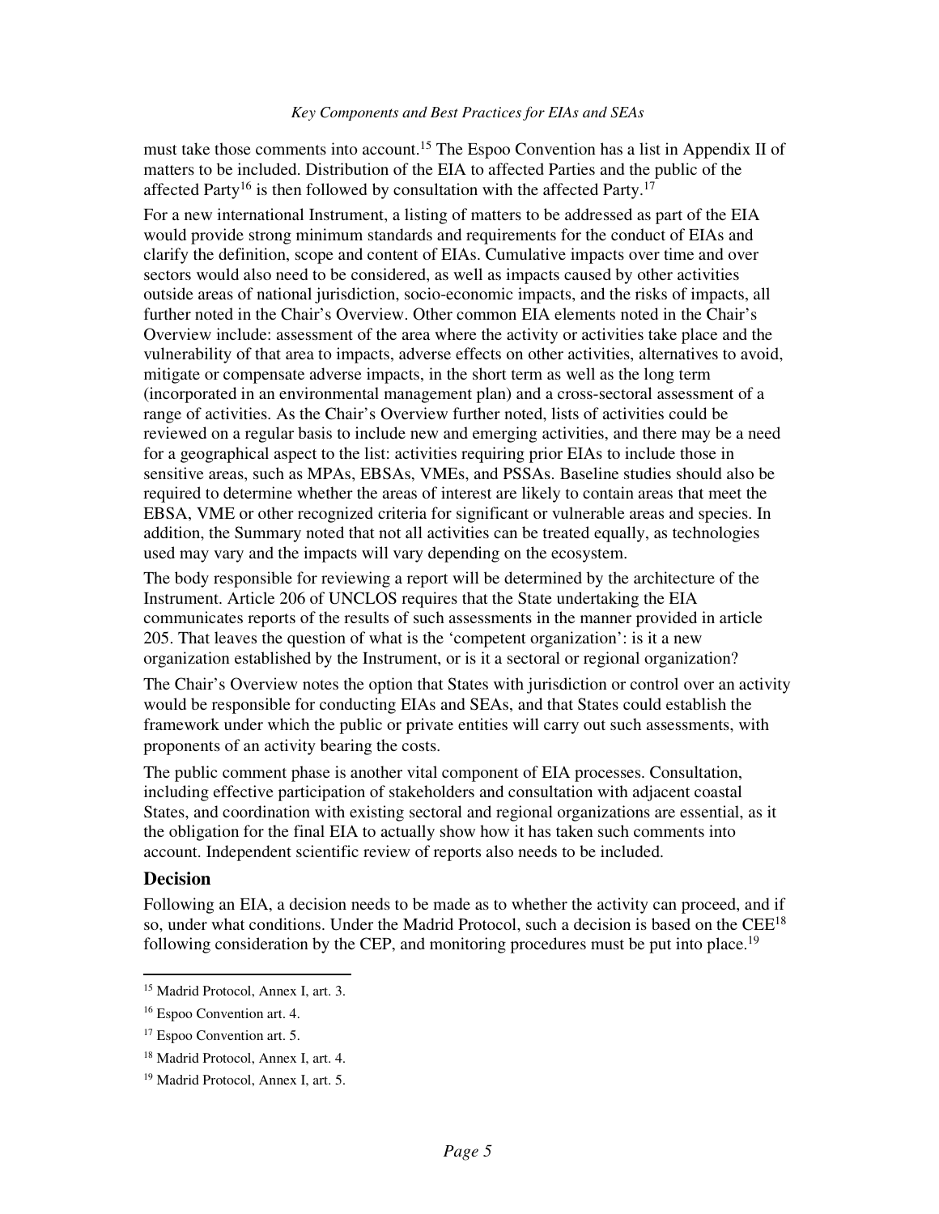must take those comments into account.[15] The Espoo Convention has a list in Appendix II of matters to be included. Distribution of the EIA to affected Parties and the public of the affected Party[16] is then followed by consultation with the affected Party.[17]

For a new international Instrument, a listing of matters to be addressed as part of the EIA would provide strong minimum standards and requirements for the conduct of EIAs and clarify the definition, scope and content of EIAs. Cumulative impacts over time and over sectors would also need to be considered, as well as impacts caused by other activities outside areas of national jurisdiction, socio-economic impacts, and the risks of impacts, all further noted in the Chair's Overview. Other common EIA elements noted in the Chair's Overview include: assessment of the area where the activity or activities take place and the vulnerability of that area to impacts, adverse effects on other activities, alternatives to avoid, mitigate or compensate adverse impacts, in the short term as well as the long term (incorporated in an environmental management plan) and a cross-sectoral assessment of a range of activities. As the Chair's Overview further noted, lists of activities could be reviewed on a regular basis to include new and emerging activities, and there may be a need for a geographical aspect to the list: activities requiring prior EIAs to include those in sensitive areas, such as MPAs, EBSAs, VMEs, and PSSAs. Baseline studies should also be required to determine whether the areas of interest are likely to contain areas that meet the EBSA, VME or other recognized criteria for significant or vulnerable areas and species. In addition, the Summary noted that not all activities can be treated equally, as technologies used may vary and the impacts will vary depending on the ecosystem.

The body responsible for reviewing a report will be determined by the architecture of the Instrument. Article 206 of UNCLOS requires that the State undertaking the EIA communicates reports of the results of such assessments in the manner provided in article 205. That leaves the question of what is the 'competent organization': is it a new organization established by the Instrument, or is it a sectoral or regional organization?

The Chair's Overview notes the option that States with jurisdiction or control over an activity would be responsible for conducting EIAs and SEAs, and that States could establish the framework under which the public or private entities will carry out such assessments, with proponents of an activity bearing the costs.

The public comment phase is another vital component of EIA processes. Consultation, including effective participation of stakeholders and consultation with adjacent coastal States, and coordination with existing sectoral and regional organizations are essential, as it the obligation for the final EIA to actually show how it has taken such comments into account. Independent scientific review of reports also needs to be included.

### Decision

Following an EIA, a decision needs to be made as to whether the activity can proceed, and if so, under what conditions. Under the Madrid Protocol, such a decision is based on the CEE[18] following consideration by the CEP, and monitoring procedures must be put into place.[19]

---

[15] Madrid Protocol, Annex I, art. 3.

[16] Espoo Convention art. 4.

[17] Espoo Convention art. 5.

[18] Madrid Protocol, Annex I, art. 4.

[19] Madrid Protocol, Annex I, art. 5.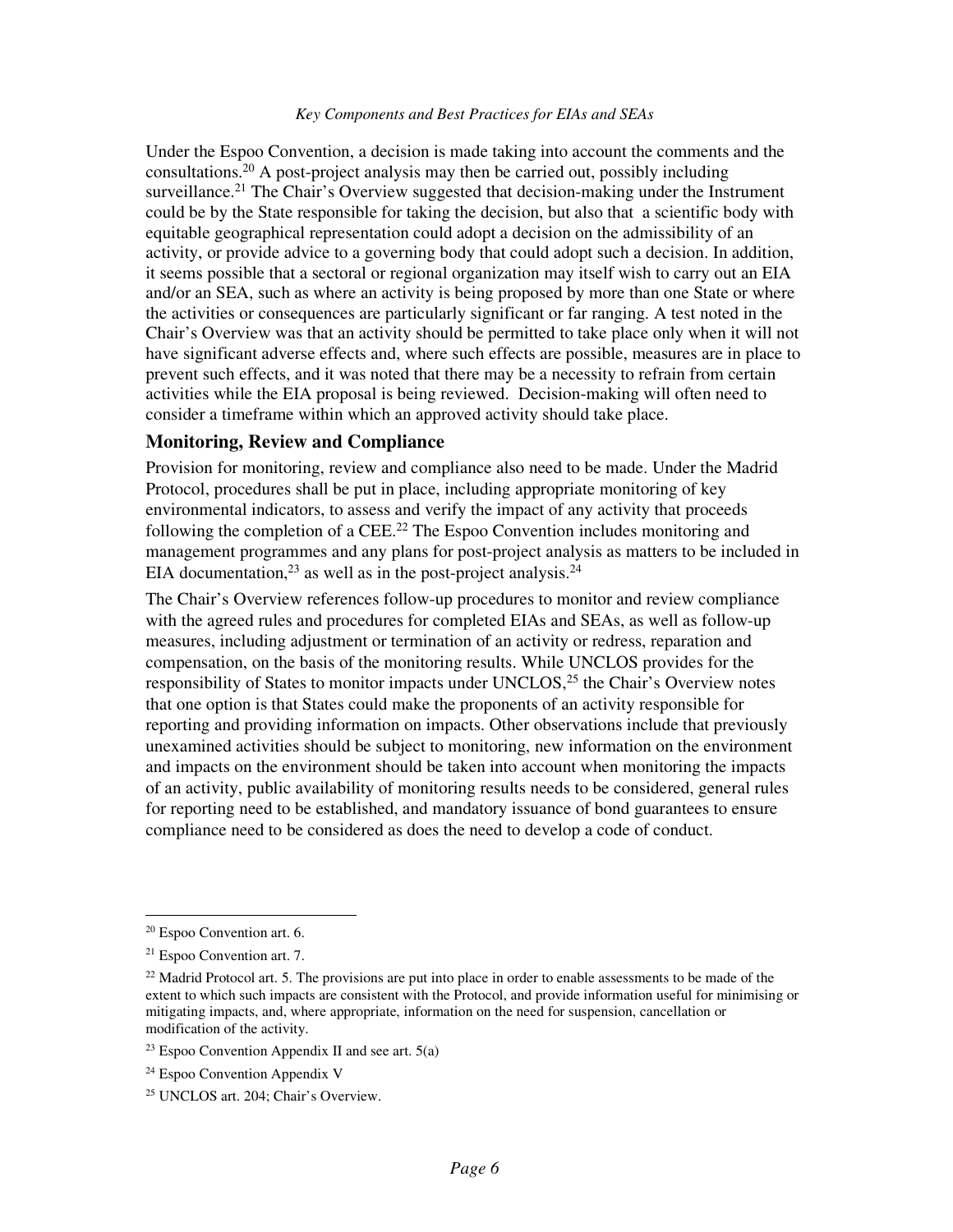Under the Espoo Convention, a decision is made taking into account the comments and the consultations.[20] A post-project analysis may then be carried out, possibly including surveillance.[21] The Chair's Overview suggested that decision-making under the Instrument could be by the State responsible for taking the decision, but also that a scientific body with equitable geographical representation could adopt a decision on the admissibility of an activity, or provide advice to a governing body that could adopt such a decision. In addition, it seems possible that a sectoral or regional organization may itself wish to carry out an EIA and/or an SEA, such as where an activity is being proposed by more than one State or where the activities or consequences are particularly significant or far ranging. A test noted in the Chair's Overview was that an activity should be permitted to take place only when it will not have significant adverse effects and, where such effects are possible, measures are in place to prevent such effects, and it was noted that there may be a necessity to refrain from certain activities while the EIA proposal is being reviewed. Decision-making will often need to consider a timeframe within which an approved activity should take place.

## Monitoring, Review and Compliance

Provision for monitoring, review and compliance also need to be made. Under the Madrid Protocol, procedures shall be put in place, including appropriate monitoring of key environmental indicators, to assess and verify the impact of any activity that proceeds following the completion of a CEE.[22] The Espoo Convention includes monitoring and management programmes and any plans for post-project analysis as matters to be included in EIA documentation,[23] as well as in the post-project analysis.[24]

The Chair's Overview references follow-up procedures to monitor and review compliance with the agreed rules and procedures for completed EIAs and SEAs, as well as follow-up measures, including adjustment or termination of an activity or redress, reparation and compensation, on the basis of the monitoring results. While UNCLOS provides for the responsibility of States to monitor impacts under UNCLOS,[25] the Chair's Overview notes that one option is that States could make the proponents of an activity responsible for reporting and providing information on impacts. Other observations include that previously unexamined activities should be subject to monitoring, new information on the environment and impacts on the environment should be taken into account when monitoring the impacts of an activity, public availability of monitoring results needs to be considered, general rules for reporting need to be established, and mandatory issuance of bond guarantees to ensure compliance need to be considered as does the need to develop a code of conduct.

---

[20] Espoo Convention art. 6.

[21] Espoo Convention art. 7.

[22] Madrid Protocol art. 5. The provisions are put into place in order to enable assessments to be made of the extent to which such impacts are consistent with the Protocol, and provide information useful for minimising or mitigating impacts, and, where appropriate, information on the need for suspension, cancellation or modification of the activity.

[23] Espoo Convention Appendix II and see art. 5(a)

[24] Espoo Convention Appendix V

[25] UNCLOS art. 204; Chair's Overview.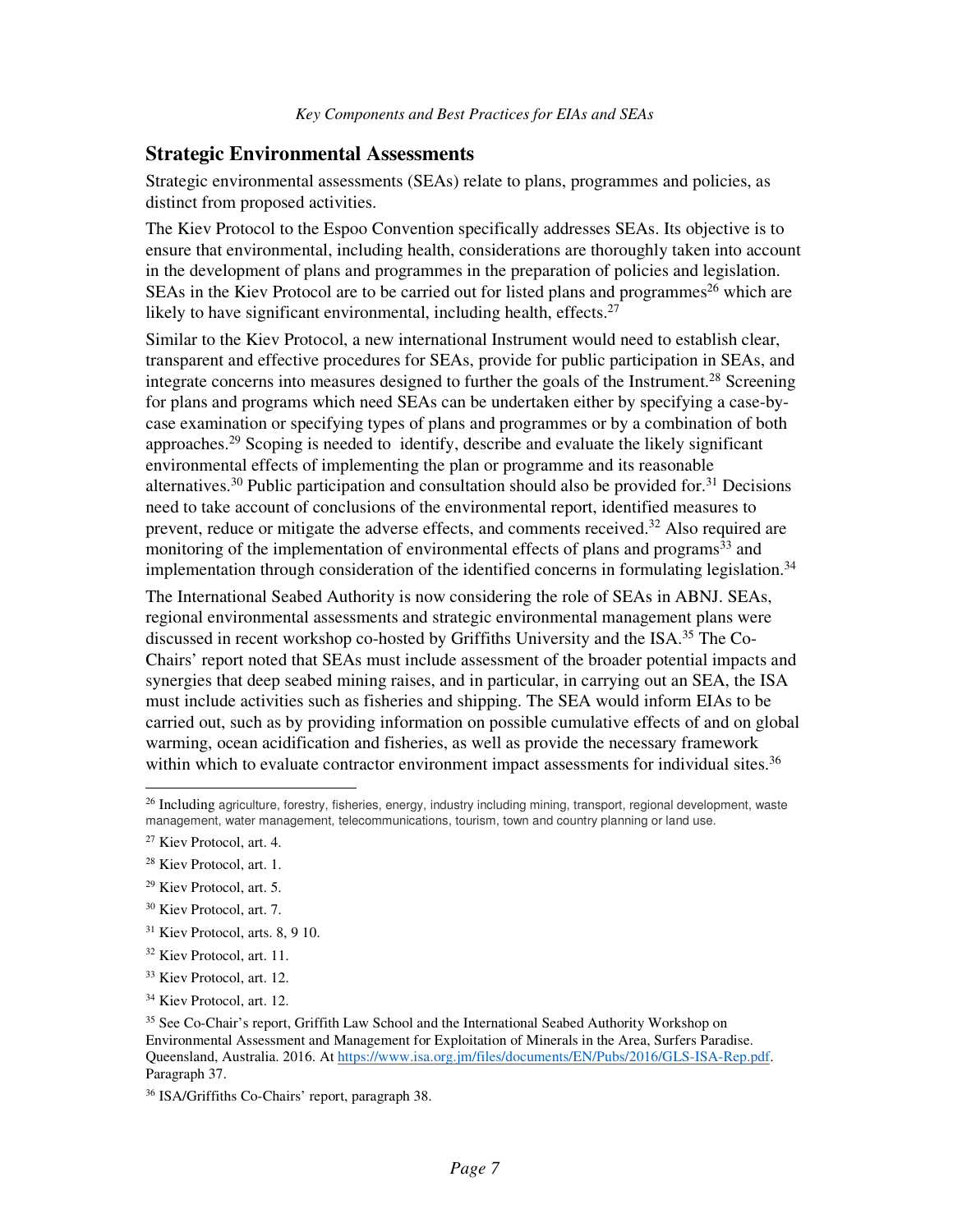## Strategic Environmental Assessments

Strategic environmental assessments (SEAs) relate to plans, programmes and policies, as distinct from proposed activities.

The Kiev Protocol to the Espoo Convention specifically addresses SEAs. Its objective is to ensure that environmental, including health, considerations are thoroughly taken into account in the development of plans and programmes in the preparation of policies and legislation. SEAs in the Kiev Protocol are to be carried out for listed plans and programmes[26] which are likely to have significant environmental, including health, effects.[27]

Similar to the Kiev Protocol, a new international Instrument would need to establish clear, transparent and effective procedures for SEAs, provide for public participation in SEAs, and integrate concerns into measures designed to further the goals of the Instrument.[28] Screening for plans and programs which need SEAs can be undertaken either by specifying a case-by-case examination or specifying types of plans and programmes or by a combination of both approaches.[29] Scoping is needed to identify, describe and evaluate the likely significant environmental effects of implementing the plan or programme and its reasonable alternatives.[30] Public participation and consultation should also be provided for.[31] Decisions need to take account of conclusions of the environmental report, identified measures to prevent, reduce or mitigate the adverse effects, and comments received.[32] Also required are monitoring of the implementation of environmental effects of plans and programs[33] and implementation through consideration of the identified concerns in formulating legislation.[34]

The International Seabed Authority is now considering the role of SEAs in ABNJ. SEAs, regional environmental assessments and strategic environmental management plans were discussed in recent workshop co-hosted by Griffiths University and the ISA.[35] The Co-Chairs' report noted that SEAs must include assessment of the broader potential impacts and synergies that deep seabed mining raises, and in particular, in carrying out an SEA, the ISA must include activities such as fisheries and shipping. The SEA would inform EIAs to be carried out, such as by providing information on possible cumulative effects of and on global warming, ocean acidification and fisheries, as well as provide the necessary framework within which to evaluate contractor environment impact assessments for individual sites.[36]

---

[26] Including agriculture, forestry, fisheries, energy, industry including mining, transport, regional development, waste management, water management, telecommunications, tourism, town and country planning or land use.

[27] Kiev Protocol, art. 4.

[28] Kiev Protocol, art. 1.

[29] Kiev Protocol, art. 5.

[30] Kiev Protocol, art. 7.

[31] Kiev Protocol, arts. 8, 9 10.

[32] Kiev Protocol, art. 11.

[33] Kiev Protocol, art. 12.

[34] Kiev Protocol, art. 12.

[35] See Co-Chair's report, Griffith Law School and the International Seabed Authority Workshop on Environmental Assessment and Management for Exploitation of Minerals in the Area, Surfers Paradise. Queensland, Australia. 2016. At https://www.isa.org.jm/files/documents/EN/Pubs/2016/GLS-ISA-Rep.pdf. Paragraph 37.

[36] ISA/Griffiths Co-Chairs' report, paragraph 38.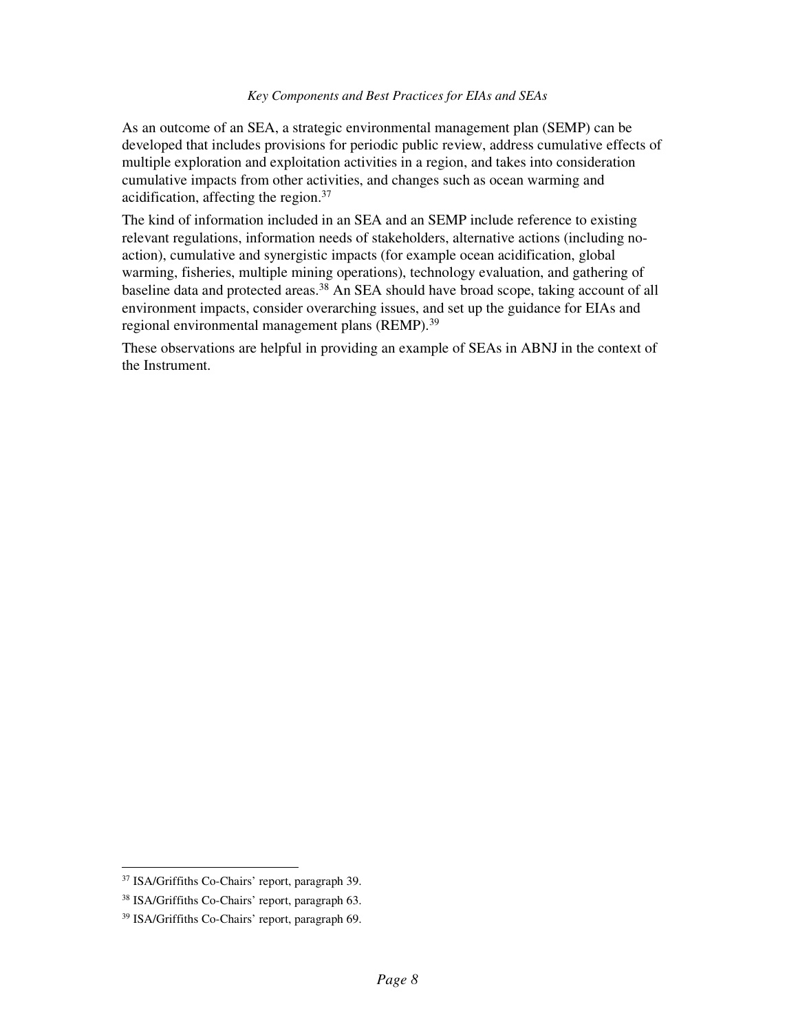As an outcome of an SEA, a strategic environmental management plan (SEMP) can be developed that includes provisions for periodic public review, address cumulative effects of multiple exploration and exploitation activities in a region, and takes into consideration cumulative impacts from other activities, and changes such as ocean warming and acidification, affecting the region.[37]

The kind of information included in an SEA and an SEMP include reference to existing relevant regulations, information needs of stakeholders, alternative actions (including no-action), cumulative and synergistic impacts (for example ocean acidification, global warming, fisheries, multiple mining operations), technology evaluation, and gathering of baseline data and protected areas.[38] An SEA should have broad scope, taking account of all environment impacts, consider overarching issues, and set up the guidance for EIAs and regional environmental management plans (REMP).[39]

These observations are helpful in providing an example of SEAs in ABNJ in the context of the Instrument.

---

[37] ISA/Griffiths Co-Chairs' report, paragraph 39.

[38] ISA/Griffiths Co-Chairs' report, paragraph 63.

[39] ISA/Griffiths Co-Chairs' report, paragraph 69.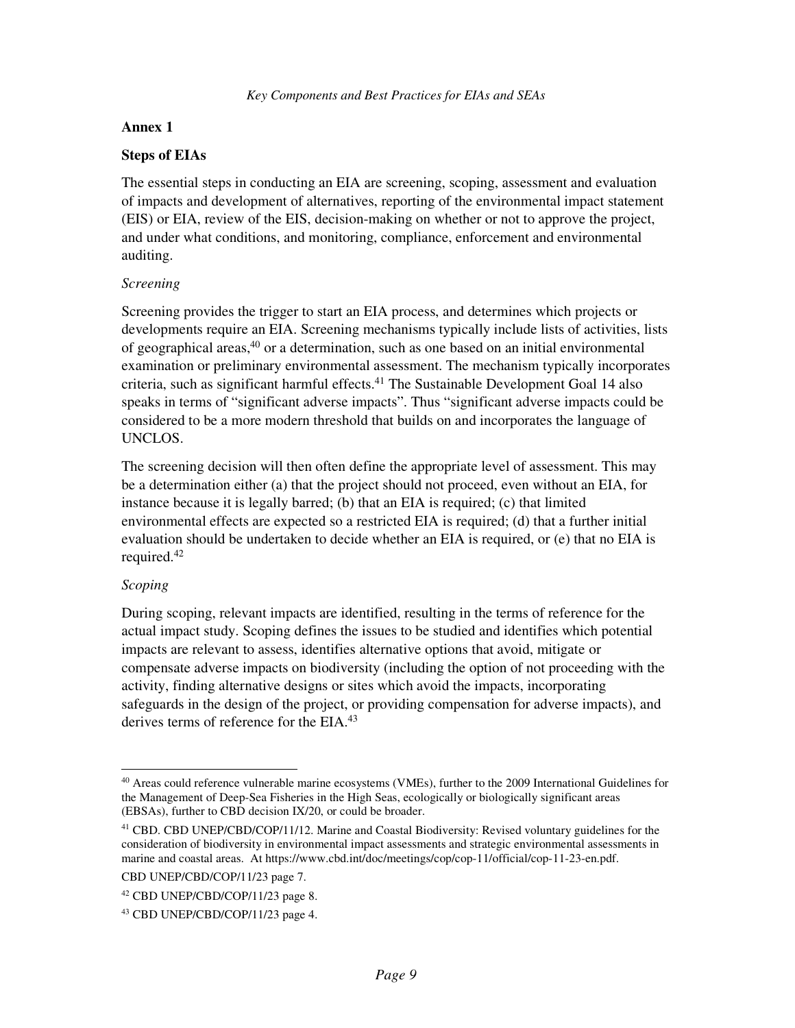## Annex 1

### Steps of EIAs

The essential steps in conducting an EIA are screening, scoping, assessment and evaluation of impacts and development of alternatives, reporting of the environmental impact statement (EIS) or EIA, review of the EIS, decision-making on whether or not to approve the project, and under what conditions, and monitoring, compliance, enforcement and environmental auditing.

*Screening*

Screening provides the trigger to start an EIA process, and determines which projects or developments require an EIA. Screening mechanisms typically include lists of activities, lists of geographical areas,[40] or a determination, such as one based on an initial environmental examination or preliminary environmental assessment. The mechanism typically incorporates criteria, such as significant harmful effects.[41] The Sustainable Development Goal 14 also speaks in terms of "significant adverse impacts". Thus "significant adverse impacts could be considered to be a more modern threshold that builds on and incorporates the language of UNCLOS.

The screening decision will then often define the appropriate level of assessment. This may be a determination either (a) that the project should not proceed, even without an EIA, for instance because it is legally barred; (b) that an EIA is required; (c) that limited environmental effects are expected so a restricted EIA is required; (d) that a further initial evaluation should be undertaken to decide whether an EIA is required, or (e) that no EIA is required.[42]

*Scoping*

During scoping, relevant impacts are identified, resulting in the terms of reference for the actual impact study. Scoping defines the issues to be studied and identifies which potential impacts are relevant to assess, identifies alternative options that avoid, mitigate or compensate adverse impacts on biodiversity (including the option of not proceeding with the activity, finding alternative designs or sites which avoid the impacts, incorporating safeguards in the design of the project, or providing compensation for adverse impacts), and derives terms of reference for the EIA.[43]

---

[40] Areas could reference vulnerable marine ecosystems (VMEs), further to the 2009 International Guidelines for the Management of Deep-Sea Fisheries in the High Seas, ecologically or biologically significant areas (EBSAs), further to CBD decision IX/20, or could be broader.

[41] CBD. CBD UNEP/CBD/COP/11/12. Marine and Coastal Biodiversity: Revised voluntary guidelines for the consideration of biodiversity in environmental impact assessments and strategic environmental assessments in marine and coastal areas. At https://www.cbd.int/doc/meetings/cop/cop-11/official/cop-11-23-en.pdf.

CBD UNEP/CBD/COP/11/23 page 7.

[42] CBD UNEP/CBD/COP/11/23 page 8.

[43] CBD UNEP/CBD/COP/11/23 page 4.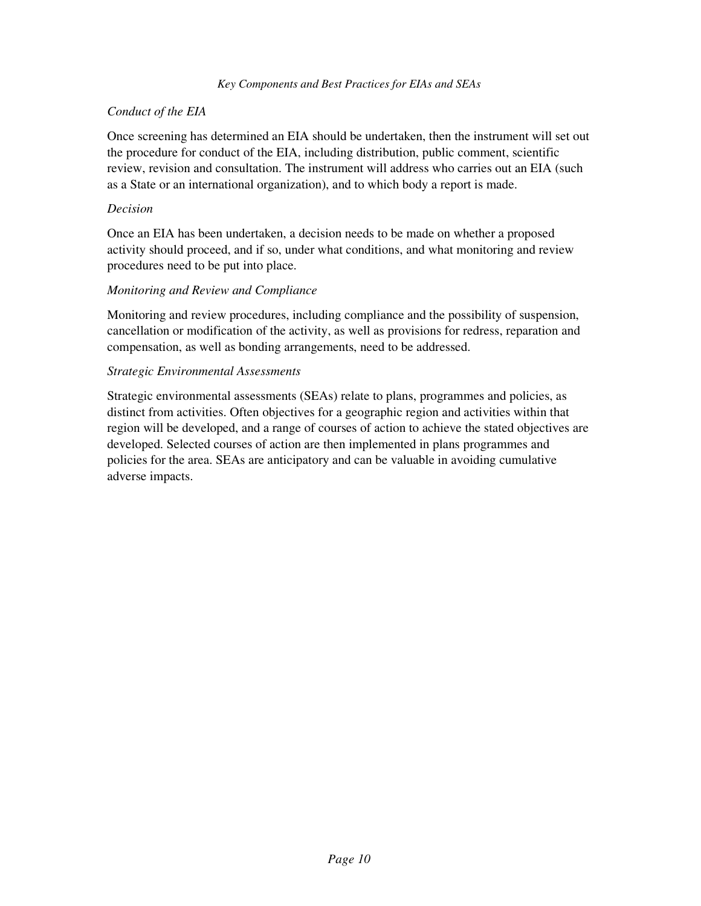*Conduct of the EIA*

Once screening has determined an EIA should be undertaken, then the instrument will set out the procedure for conduct of the EIA, including distribution, public comment, scientific review, revision and consultation. The instrument will address who carries out an EIA (such as a State or an international organization), and to which body a report is made.

*Decision*

Once an EIA has been undertaken, a decision needs to be made on whether a proposed activity should proceed, and if so, under what conditions, and what monitoring and review procedures need to be put into place.

*Monitoring and Review and Compliance*

Monitoring and review procedures, including compliance and the possibility of suspension, cancellation or modification of the activity, as well as provisions for redress, reparation and compensation, as well as bonding arrangements, need to be addressed.

*Strategic Environmental Assessments*

Strategic environmental assessments (SEAs) relate to plans, programmes and policies, as distinct from activities. Often objectives for a geographic region and activities within that region will be developed, and a range of courses of action to achieve the stated objectives are developed. Selected courses of action are then implemented in plans programmes and policies for the area. SEAs are anticipatory and can be valuable in avoiding cumulative adverse impacts.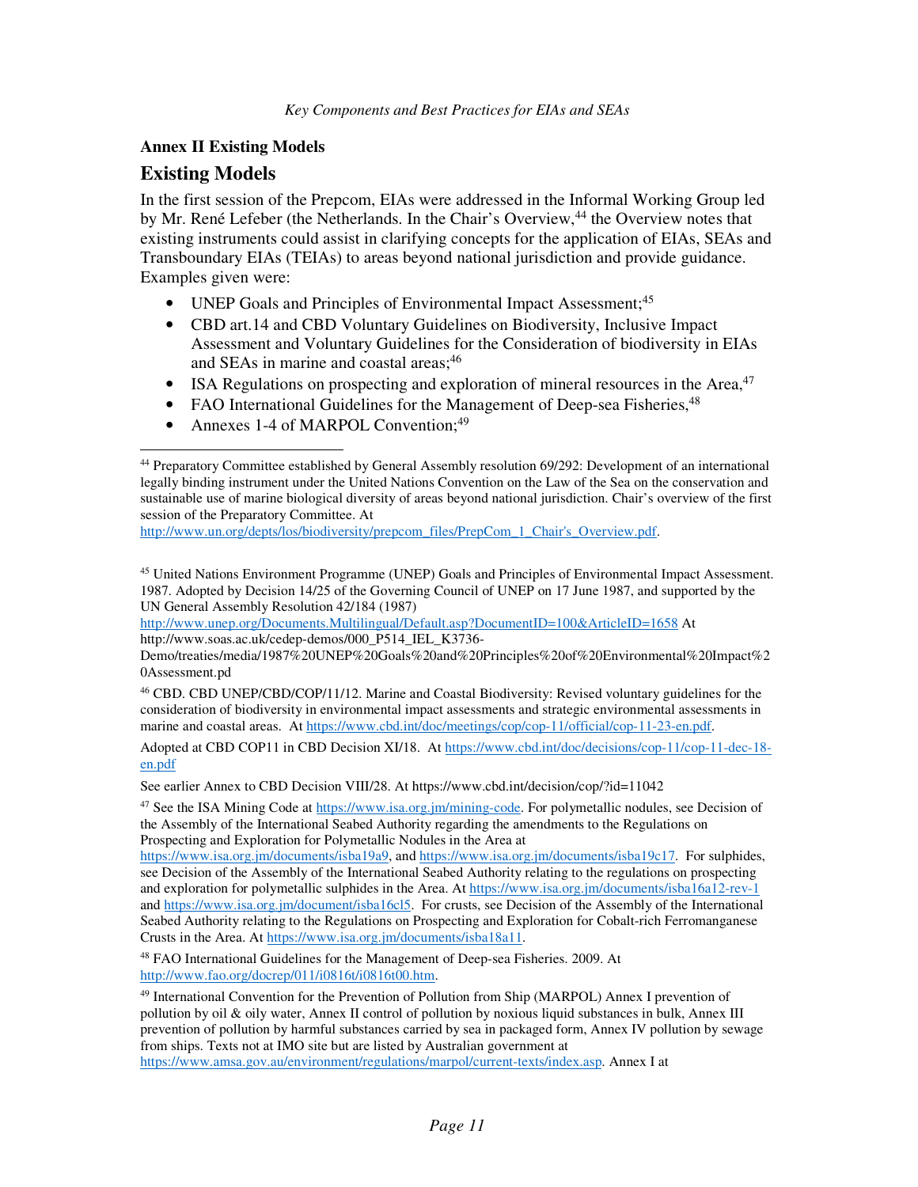**Annex II Existing Models**

## Existing Models

In the first session of the Prepcom, EIAs were addressed in the Informal Working Group led by Mr. René Lefeber (the Netherlands. In the Chair's Overview,[44] the Overview notes that existing instruments could assist in clarifying concepts for the application of EIAs, SEAs and Transboundary EIAs (TEIAs) to areas beyond national jurisdiction and provide guidance. Examples given were:

- UNEP Goals and Principles of Environmental Impact Assessment;[45]
- CBD art.14 and CBD Voluntary Guidelines on Biodiversity, Inclusive Impact Assessment and Voluntary Guidelines for the Consideration of biodiversity in EIAs and SEAs in marine and coastal areas;[46]
- ISA Regulations on prospecting and exploration of mineral resources in the Area,[47]
- FAO International Guidelines for the Management of Deep-sea Fisheries,[48]
- Annexes 1-4 of MARPOL Convention;[49]

---

[44] Preparatory Committee established by General Assembly resolution 69/292: Development of an international legally binding instrument under the United Nations Convention on the Law of the Sea on the conservation and sustainable use of marine biological diversity of areas beyond national jurisdiction. Chair's overview of the first session of the Preparatory Committee. At http://www.un.org/depts/los/biodiversity/prepcom_files/PrepCom_1_Chair's_Overview.pdf.

[45] United Nations Environment Programme (UNEP) Goals and Principles of Environmental Impact Assessment. 1987. Adopted by Decision 14/25 of the Governing Council of UNEP on 17 June 1987, and supported by the UN General Assembly Resolution 42/184 (1987) http://www.unep.org/Documents.Multilingual/Default.asp?DocumentID=100&ArticleID=1658 At http://www.soas.ac.uk/cedep-demos/000_P514_IEL_K3736-Demo/treaties/media/1987%20UNEP%20Goals%20and%20Principles%20of%20Environmental%20Impact%20Assessment.pd

[46] CBD. CBD UNEP/CBD/COP/11/12. Marine and Coastal Biodiversity: Revised voluntary guidelines for the consideration of biodiversity in environmental impact assessments and strategic environmental assessments in marine and coastal areas. At https://www.cbd.int/doc/meetings/cop/cop-11/official/cop-11-23-en.pdf.

Adopted at CBD COP11 in CBD Decision XI/18. At https://www.cbd.int/doc/decisions/cop-11/cop-11-dec-18-en.pdf

See earlier Annex to CBD Decision VIII/28. At https://www.cbd.int/decision/cop/?id=11042

[47] See the ISA Mining Code at https://www.isa.org.jm/mining-code. For polymetallic nodules, see Decision of the Assembly of the International Seabed Authority regarding the amendments to the Regulations on Prospecting and Exploration for Polymetallic Nodules in the Area at https://www.isa.org.jm/documents/isba19a9, and https://www.isa.org.jm/documents/isba19c17. For sulphides, see Decision of the Assembly of the International Seabed Authority relating to the regulations on prospecting and exploration for polymetallic sulphides in the Area. At https://www.isa.org.jm/documents/isba16a12-rev-1 and https://www.isa.org.jm/document/isba16cl5. For crusts, see Decision of the Assembly of the International Seabed Authority relating to the Regulations on Prospecting and Exploration for Cobalt-rich Ferromanganese Crusts in the Area. At https://www.isa.org.jm/documents/isba18a11.

[48] FAO International Guidelines for the Management of Deep-sea Fisheries. 2009. At http://www.fao.org/docrep/011/i0816t/i0816t00.htm.

[49] International Convention for the Prevention of Pollution from Ship (MARPOL) Annex I prevention of pollution by oil & oily water, Annex II control of pollution by noxious liquid substances in bulk, Annex III prevention of pollution by harmful substances carried by sea in packaged form, Annex IV pollution by sewage from ships. Texts not at IMO site but are listed by Australian government at https://www.amsa.gov.au/environment/regulations/marpol/current-texts/index.asp. Annex I at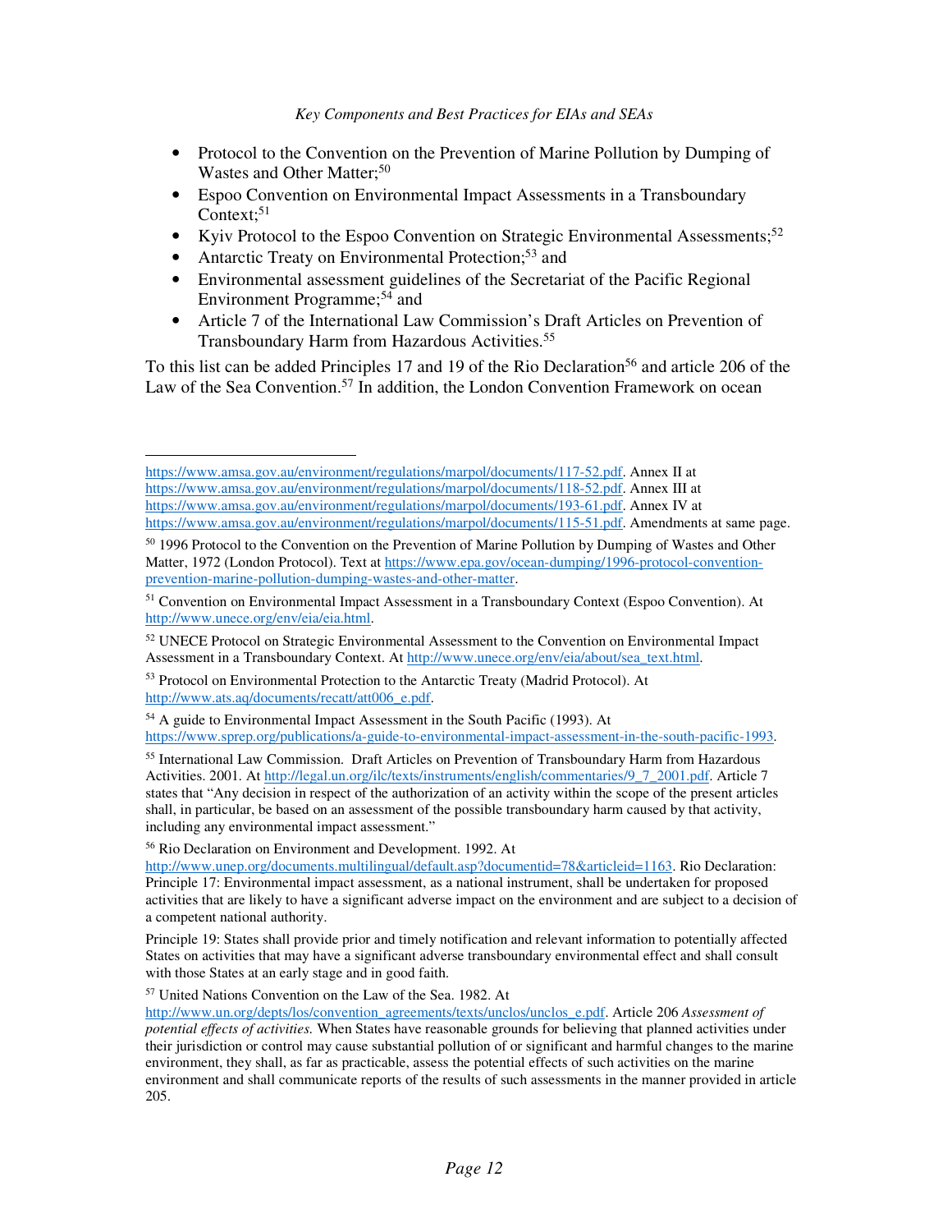- Protocol to the Convention on the Prevention of Marine Pollution by Dumping of Wastes and Other Matter;[50]
- Espoo Convention on Environmental Impact Assessments in a Transboundary Context;[51]
- Kyiv Protocol to the Espoo Convention on Strategic Environmental Assessments;[52]
- Antarctic Treaty on Environmental Protection;[53] and
- Environmental assessment guidelines of the Secretariat of the Pacific Regional Environment Programme;[54] and
- Article 7 of the International Law Commission's Draft Articles on Prevention of Transboundary Harm from Hazardous Activities.[55]

To this list can be added Principles 17 and 19 of the Rio Declaration[56] and article 206 of the Law of the Sea Convention.[57] In addition, the London Convention Framework on ocean

---

https://www.amsa.gov.au/environment/regulations/marpol/documents/117-52.pdf. Annex II at https://www.amsa.gov.au/environment/regulations/marpol/documents/118-52.pdf. Annex III at https://www.amsa.gov.au/environment/regulations/marpol/documents/193-61.pdf. Annex IV at https://www.amsa.gov.au/environment/regulations/marpol/documents/115-51.pdf. Amendments at same page.

[50] 1996 Protocol to the Convention on the Prevention of Marine Pollution by Dumping of Wastes and Other Matter, 1972 (London Protocol). Text at https://www.epa.gov/ocean-dumping/1996-protocol-convention-prevention-marine-pollution-dumping-wastes-and-other-matter.

[51] Convention on Environmental Impact Assessment in a Transboundary Context (Espoo Convention). At http://www.unece.org/env/eia/eia.html.

[52] UNECE Protocol on Strategic Environmental Assessment to the Convention on Environmental Impact Assessment in a Transboundary Context. At http://www.unece.org/env/eia/about/sea_text.html.

[53] Protocol on Environmental Protection to the Antarctic Treaty (Madrid Protocol). At http://www.ats.aq/documents/recatt/att006_e.pdf.

[54] A guide to Environmental Impact Assessment in the South Pacific (1993). At https://www.sprep.org/publications/a-guide-to-environmental-impact-assessment-in-the-south-pacific-1993.

[55] International Law Commission. Draft Articles on Prevention of Transboundary Harm from Hazardous Activities. 2001. At http://legal.un.org/ilc/texts/instruments/english/commentaries/9_7_2001.pdf. Article 7 states that "Any decision in respect of the authorization of an activity within the scope of the present articles shall, in particular, be based on an assessment of the possible transboundary harm caused by that activity, including any environmental impact assessment."

[56] Rio Declaration on Environment and Development. 1992. At http://www.unep.org/documents.multilingual/default.asp?documentid=78&articleid=1163. Rio Declaration: Principle 17: Environmental impact assessment, as a national instrument, shall be undertaken for proposed activities that are likely to have a significant adverse impact on the environment and are subject to a decision of a competent national authority.

Principle 19: States shall provide prior and timely notification and relevant information to potentially affected States on activities that may have a significant adverse transboundary environmental effect and shall consult with those States at an early stage and in good faith.

[57] United Nations Convention on the Law of the Sea. 1982. At http://www.un.org/depts/los/convention_agreements/texts/unclos/unclos_e.pdf. Article 206 *Assessment of potential effects of activities.* When States have reasonable grounds for believing that planned activities under their jurisdiction or control may cause substantial pollution of or significant and harmful changes to the marine environment, they shall, as far as practicable, assess the potential effects of such activities on the marine environment and shall communicate reports of the results of such assessments in the manner provided in article 205.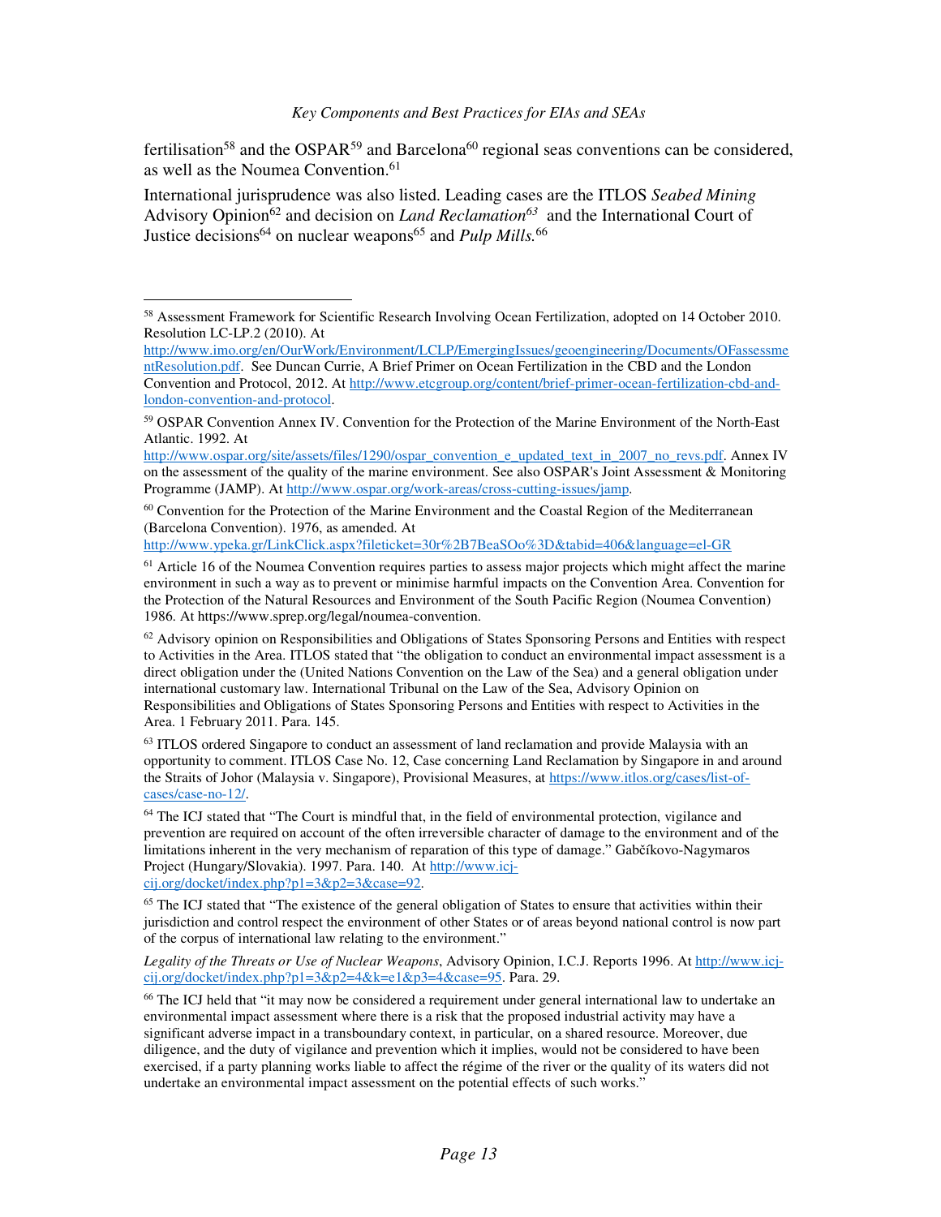fertilisation[58] and the OSPAR[59] and Barcelona[60] regional seas conventions can be considered, as well as the Noumea Convention.[61]

International jurisprudence was also listed. Leading cases are the ITLOS *Seabed Mining* Advisory Opinion[62] and decision on *Land Reclamation*[63] and the International Court of Justice decisions[64] on nuclear weapons[65] and *Pulp Mills*.[66]

---

[58] Assessment Framework for Scientific Research Involving Ocean Fertilization, adopted on 14 October 2010. Resolution LC-LP.2 (2010). At http://www.imo.org/en/OurWork/Environment/LCLP/EmergingIssues/geoengineering/Documents/OFassessmentResolution.pdf. See Duncan Currie, A Brief Primer on Ocean Fertilization in the CBD and the London Convention and Protocol, 2012. At http://www.etcgroup.org/content/brief-primer-ocean-fertilization-cbd-and-london-convention-and-protocol.

[59] OSPAR Convention Annex IV. Convention for the Protection of the Marine Environment of the North-East Atlantic. 1992. At http://www.ospar.org/site/assets/files/1290/ospar_convention_e_updated_text_in_2007_no_revs.pdf. Annex IV on the assessment of the quality of the marine environment. See also OSPAR's Joint Assessment & Monitoring Programme (JAMP). At http://www.ospar.org/work-areas/cross-cutting-issues/jamp.

[60] Convention for the Protection of the Marine Environment and the Coastal Region of the Mediterranean (Barcelona Convention). 1976, as amended. At http://www.ypeka.gr/LinkClick.aspx?fileticket=30r%2B7BeaSOo%3D&tabid=406&language=el-GR

[61] Article 16 of the Noumea Convention requires parties to assess major projects which might affect the marine environment in such a way as to prevent or minimise harmful impacts on the Convention Area. Convention for the Protection of the Natural Resources and Environment of the South Pacific Region (Noumea Convention) 1986. At https://www.sprep.org/legal/noumea-convention.

[62] Advisory opinion on Responsibilities and Obligations of States Sponsoring Persons and Entities with respect to Activities in the Area. ITLOS stated that "the obligation to conduct an environmental impact assessment is a direct obligation under the (United Nations Convention on the Law of the Sea) and a general obligation under international customary law. International Tribunal on the Law of the Sea, Advisory Opinion on Responsibilities and Obligations of States Sponsoring Persons and Entities with respect to Activities in the Area. 1 February 2011. Para. 145.

[63] ITLOS ordered Singapore to conduct an assessment of land reclamation and provide Malaysia with an opportunity to comment. ITLOS Case No. 12, Case concerning Land Reclamation by Singapore in and around the Straits of Johor (Malaysia v. Singapore), Provisional Measures, at https://www.itlos.org/cases/list-of-cases/case-no-12/.

[64] The ICJ stated that "The Court is mindful that, in the field of environmental protection, vigilance and prevention are required on account of the often irreversible character of damage to the environment and of the limitations inherent in the very mechanism of reparation of this type of damage." Gabčíkovo-Nagymaros Project (Hungary/Slovakia). 1997. Para. 140. At http://www.icj-cij.org/docket/index.php?p1=3&p2=3&case=92.

[65] The ICJ stated that "The existence of the general obligation of States to ensure that activities within their jurisdiction and control respect the environment of other States or of areas beyond national control is now part of the corpus of international law relating to the environment."

*Legality of the Threats or Use of Nuclear Weapons*, Advisory Opinion, I.C.J. Reports 1996. At http://www.icj-cij.org/docket/index.php?p1=3&p2=4&k=e1&p3=4&case=95. Para. 29.

[66] The ICJ held that "it may now be considered a requirement under general international law to undertake an environmental impact assessment where there is a risk that the proposed industrial activity may have a significant adverse impact in a transboundary context, in particular, on a shared resource. Moreover, due diligence, and the duty of vigilance and prevention which it implies, would not be considered to have been exercised, if a party planning works liable to affect the régime of the river or the quality of its waters did not undertake an environmental impact assessment on the potential effects of such works."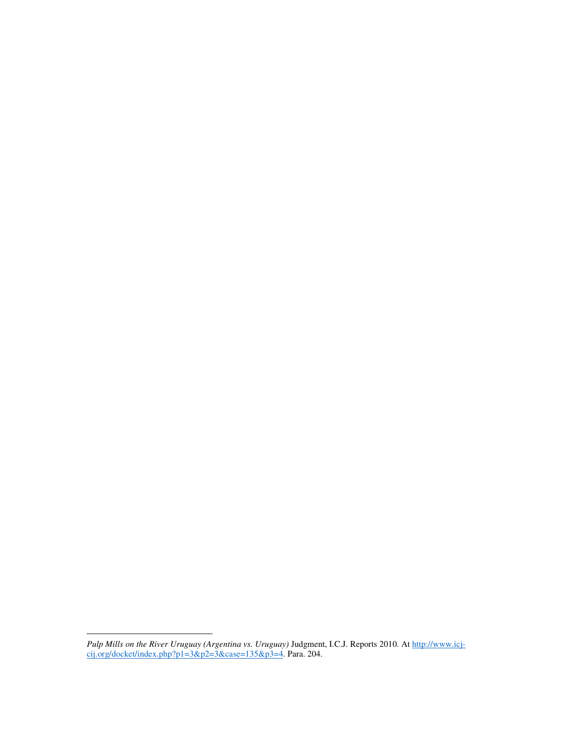*Pulp Mills on the River Uruguay (Argentina vs. Uruguay)* Judgment, I.C.J. Reports 2010. At http://www.icj-cij.org/docket/index.php?p1=3&p2=3&case=135&p3=4. Para. 204.